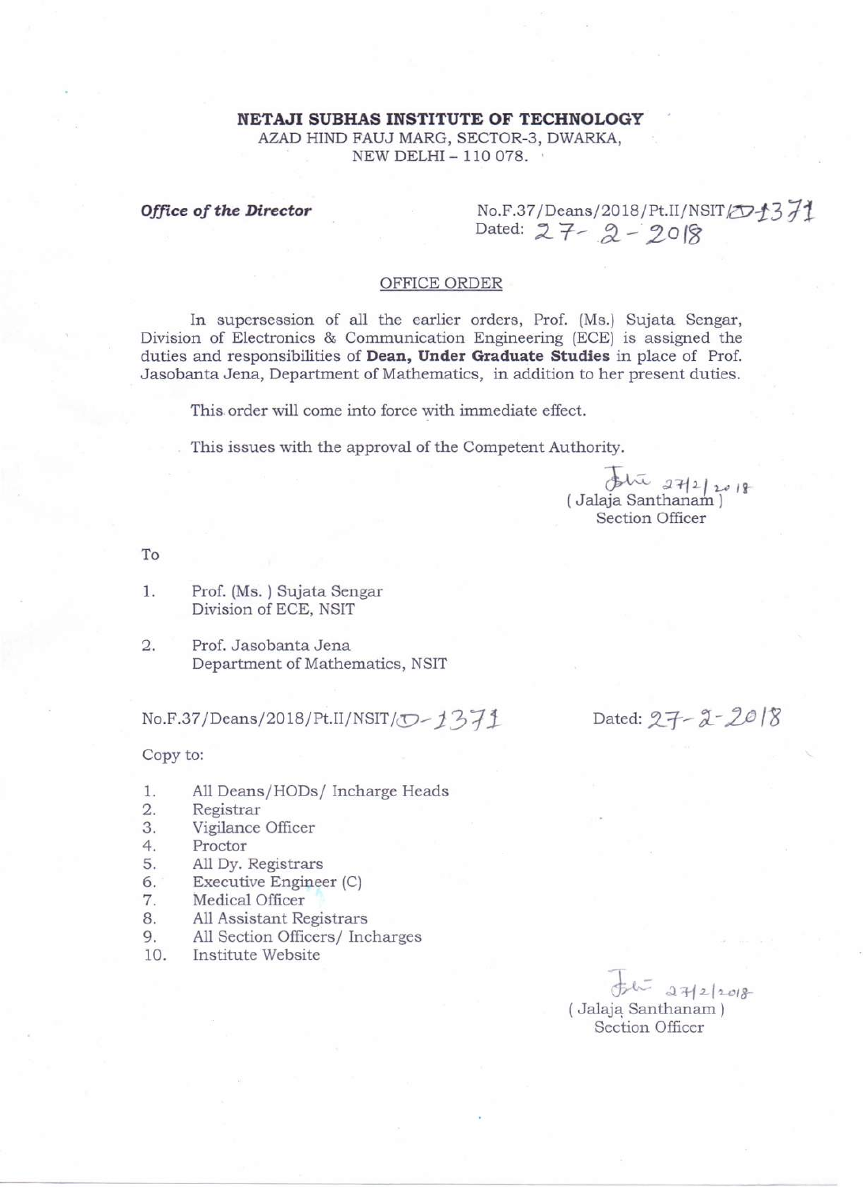**NETAJI SUBHAS INSTITUTE OF TECHNOLOGY**
AZAD HIND FAUJ MARG, SECTOR-3, DWARKA,
NEW DELHI – 110 078.

***Office of the Director***

No.F.37/Deans/2018/Pt.II/NSIT/D-1371
Dated: 27-2-2018

OFFICE ORDER

In supersession of all the earlier orders, Prof. (Ms.) Sujata Sengar, Division of Electronics & Communication Engineering (ECE) is assigned the duties and responsibilities of **Dean, Under Graduate Studies** in place of Prof. Jasobanta Jena, Department of Mathematics, in addition to her present duties.

This order will come into force with immediate effect.

This issues with the approval of the Competent Authority.

27/2/2018
( Jalaja Santhanam )
Section Officer

To

1. Prof. (Ms. ) Sujata Sengar
   Division of ECE, NSIT

2. Prof. Jasobanta Jena
   Department of Mathematics, NSIT

No.F.37/Deans/2018/Pt.II/NSIT/D-1371 Dated: 27-2-2018

Copy to:

1. All Deans/HODs/ Incharge Heads
2. Registrar
3. Vigilance Officer
4. Proctor
5. All Dy. Registrars
6. Executive Engineer (C)
7. Medical Officer
8. All Assistant Registrars
9. All Section Officers/ Incharges
10. Institute Website

27/2/2018
( Jalaja Santhanam )
Section Officer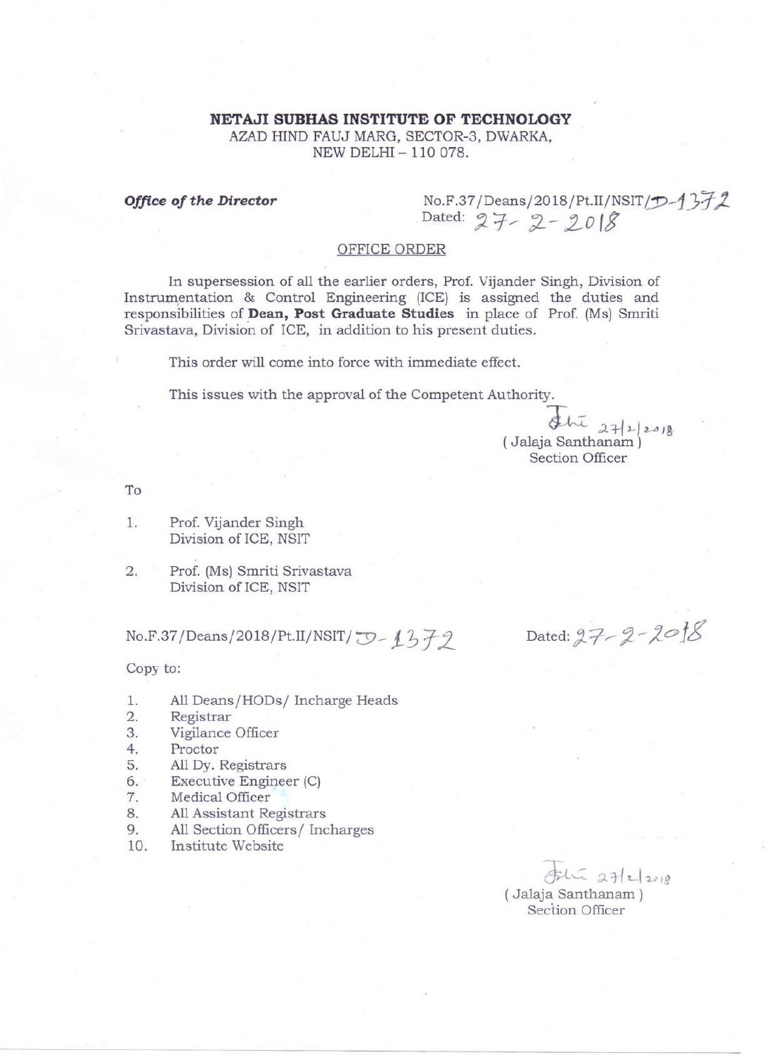# NETAJI SUBHAS INSTITUTE OF TECHNOLOGY

AZAD HIND FAUJ MARG, SECTOR-3, DWARKA,
NEW DELHI – 110 078.

***Office of the Director***

No.F.37/Deans/2018/Pt.II/NSIT/D-1372
Dated: 27-2-2018

OFFICE ORDER

In supersession of all the earlier orders, Prof. Vijander Singh, Division of Instrumentation & Control Engineering (ICE) is assigned the duties and responsibilities of **Dean, Post Graduate Studies** in place of Prof. (Ms) Smriti Srivastava, Division of ICE, in addition to his present duties.

This order will come into force with immediate effect.

This issues with the approval of the Competent Authority.

27/2/2018
( Jalaja Santhanam )
Section Officer

To

1. Prof. Vijander Singh
   Division of ICE, NSIT

2. Prof. (Ms) Smriti Srivastava
   Division of ICE, NSIT

No.F.37/Deans/2018/Pt.II/NSIT/D-1372 Dated: 27-2-2018

Copy to:

1. All Deans/HODs/ Incharge Heads
2. Registrar
3. Vigilance Officer
4. Proctor
5. All Dy. Registrars
6. Executive Engineer (C)
7. Medical Officer
8. All Assistant Registrars
9. All Section Officers/ Incharges
10. Institute Website

27/2/2018
( Jalaja Santhanam )
Section Officer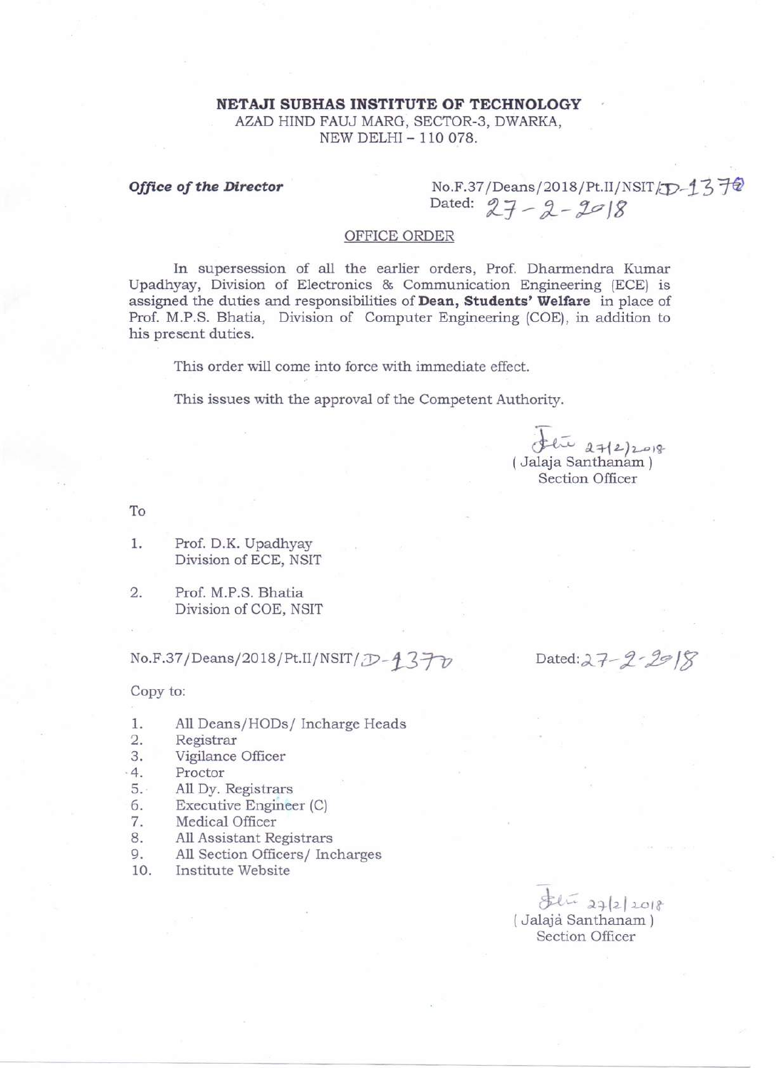**NETAJI SUBHAS INSTITUTE OF TECHNOLOGY**
AZAD HIND FAUJ MARG, SECTOR-3, DWARKA,
NEW DELHI – 110 078.

***Office of the Director***

No.F.37/Deans/2018/Pt.II/NSIT/D-1370
Dated: 27-2-2018

OFFICE ORDER

In supersession of all the earlier orders, Prof. Dharmendra Kumar Upadhyay, Division of Electronics & Communication Engineering (ECE) is assigned the duties and responsibilities of **Dean, Students' Welfare** in place of Prof. M.P.S. Bhatia, Division of Computer Engineering (COE), in addition to his present duties.

This order will come into force with immediate effect.

This issues with the approval of the Competent Authority.

27/2/2018
( Jalaja Santhanam )
Section Officer

To

1. Prof. D.K. Upadhyay
   Division of ECE, NSIT
2. Prof. M.P.S. Bhatia
   Division of COE, NSIT

No.F.37/Deans/2018/Pt.II/NSIT/D-1370 Dated: 27-2-2018

Copy to:

1. All Deans/HODs/ Incharge Heads
2. Registrar
3. Vigilance Officer
4. Proctor
5. All Dy. Registrars
6. Executive Engineer (C)
7. Medical Officer
8. All Assistant Registrars
9. All Section Officers/ Incharges
10. Institute Website

27/2/2018
( Jalaja Santhanam )
Section Officer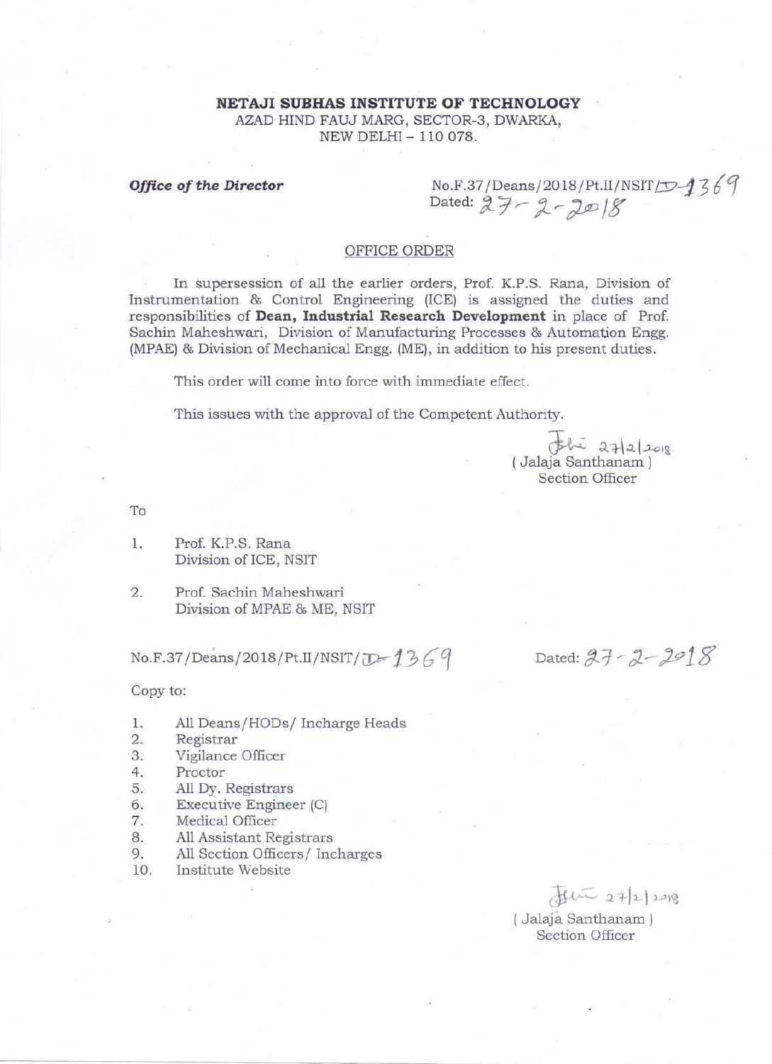**NETAJI SUBHAS INSTITUTE OF TECHNOLOGY**
AZAD HIND FAUJ MARG, SECTOR-3, DWARKA,
NEW DELHI – 110 078.

***Office of the Director***

No.F.37/Deans/2018/Pt.II/NSIT/D-1369
Dated: 27-2-2018

## OFFICE ORDER

In supersession of all the earlier orders, Prof. K.P.S. Rana, Division of Instrumentation & Control Engineering (ICE) is assigned the duties and responsibilities of **Dean, Industrial Research Development** in place of Prof. Sachin Maheshwari, Division of Manufacturing Processes & Automation Engg. (MPAE) & Division of Mechanical Engg. (ME), in addition to his present duties.

This order will come into force with immediate effect.

This issues with the approval of the Competent Authority.

27/2/2018
( Jalaja Santhanam )
Section Officer

To

1. Prof. K.P.S. Rana
   Division of ICE, NSIT
2. Prof. Sachin Maheshwari
   Division of MPAE & ME, NSIT

No.F.37/Deans/2018/Pt.II/NSIT/D-1369

Dated: 27-2-2018

Copy to:

1. All Deans/HODs/ Incharge Heads
2. Registrar
3. Vigilance Officer
4. Proctor
5. All Dy. Registrars
6. Executive Engineer (C)
7. Medical Officer
8. All Assistant Registrars
9. All Section Officers/ Incharges
10. Institute Website

27/2/2018
( Jalaja Santhanam )
Section Officer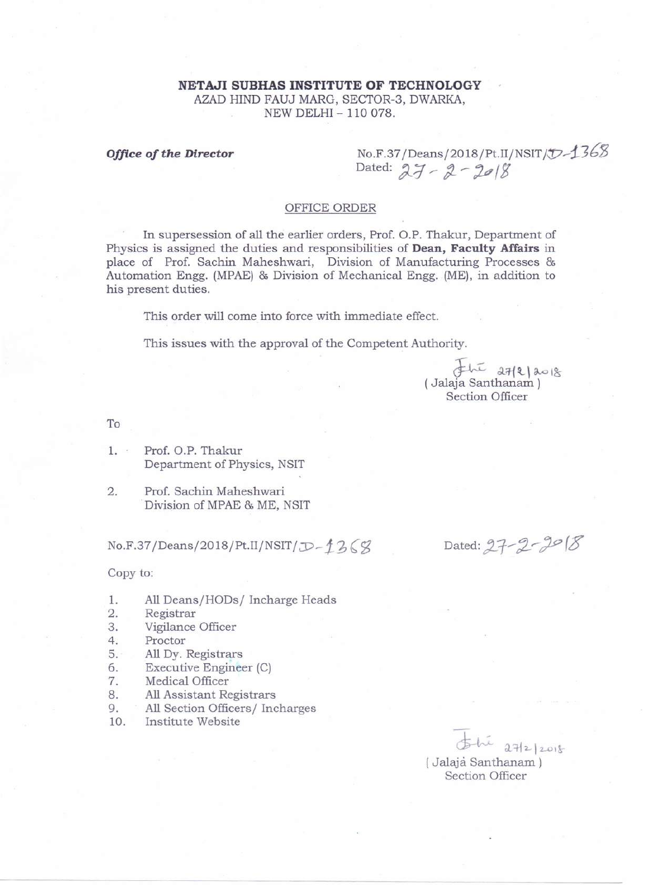**NETAJI SUBHAS INSTITUTE OF TECHNOLOGY**
AZAD HIND FAUJ MARG, SECTOR-3, DWARKA,
NEW DELHI – 110 078.

***Office of the Director***

No.F.37/Deans/2018/Pt.II/NSIT/D-1368
Dated: 27-2-2018

OFFICE ORDER

In supersession of all the earlier orders, Prof. O.P. Thakur, Department of Physics is assigned the duties and responsibilities of **Dean, Faculty Affairs** in place of Prof. Sachin Maheshwari, Division of Manufacturing Processes & Automation Engg. (MPAE) & Division of Mechanical Engg. (ME), in addition to his present duties.

This order will come into force with immediate effect.

This issues with the approval of the Competent Authority.

27/2/2018
( Jalaja Santhanam )
Section Officer

To

1. Prof. O.P. Thakur
   Department of Physics, NSIT
2. Prof. Sachin Maheshwari
   Division of MPAE & ME, NSIT

No.F.37/Deans/2018/Pt.II/NSIT/D-1368 Dated: 27-2-2018

Copy to:

1. All Deans/HODs/ Incharge Heads
2. Registrar
3. Vigilance Officer
4. Proctor
5. All Dy. Registrars
6. Executive Engineer (C)
7. Medical Officer
8. All Assistant Registrars
9. All Section Officers/ Incharges
10. Institute Website

27/2/2018
( Jalaja Santhanam )
Section Officer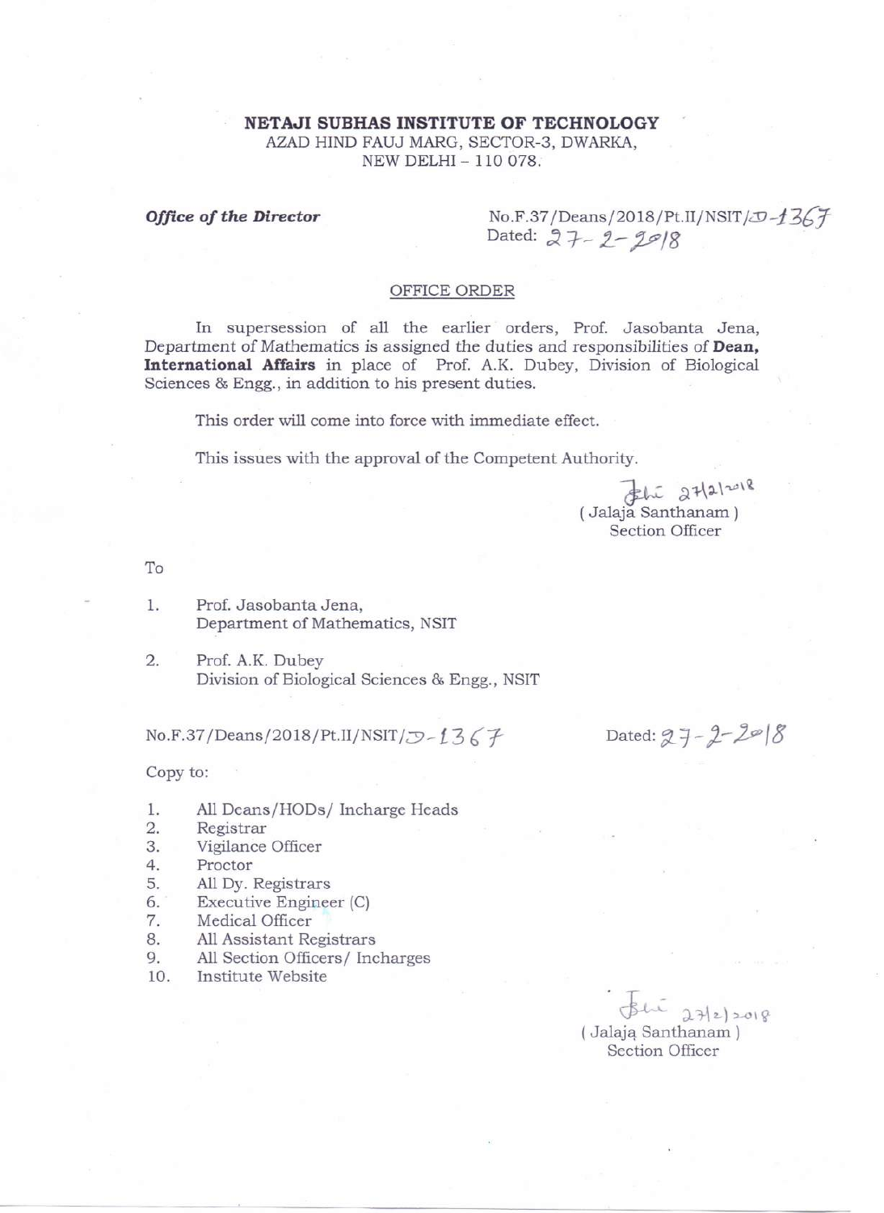# NETAJI SUBHAS INSTITUTE OF TECHNOLOGY

AZAD HIND FAUJ MARG, SECTOR-3, DWARKA,
NEW DELHI – 110 078.

***Office of the Director***

No.F.37/Deans/2018/Pt.II/NSIT/D-1367
Dated: 27-2-2018

## OFFICE ORDER

In supersession of all the earlier orders, Prof. Jasobanta Jena, Department of Mathematics is assigned the duties and responsibilities of **Dean, International Affairs** in place of Prof. A.K. Dubey, Division of Biological Sciences & Engg., in addition to his present duties.

This order will come into force with immediate effect.

This issues with the approval of the Competent Authority.

Sd/- 27/2/2018
( Jalaja Santhanam )
Section Officer

To

1. Prof. Jasobanta Jena,
   Department of Mathematics, NSIT
2. Prof. A.K. Dubey
   Division of Biological Sciences & Engg., NSIT

No.F.37/Deans/2018/Pt.II/NSIT/D-1367　　Dated: 27-2-2018

Copy to:

1. All Deans/HODs/ Incharge Heads
2. Registrar
3. Vigilance Officer
4. Proctor
5. All Dy. Registrars
6. Executive Engineer (C)
7. Medical Officer
8. All Assistant Registrars
9. All Section Officers/ Incharges
10. Institute Website

Sd/- 27/2/2018
( Jalaja Santhanam )
Section Officer